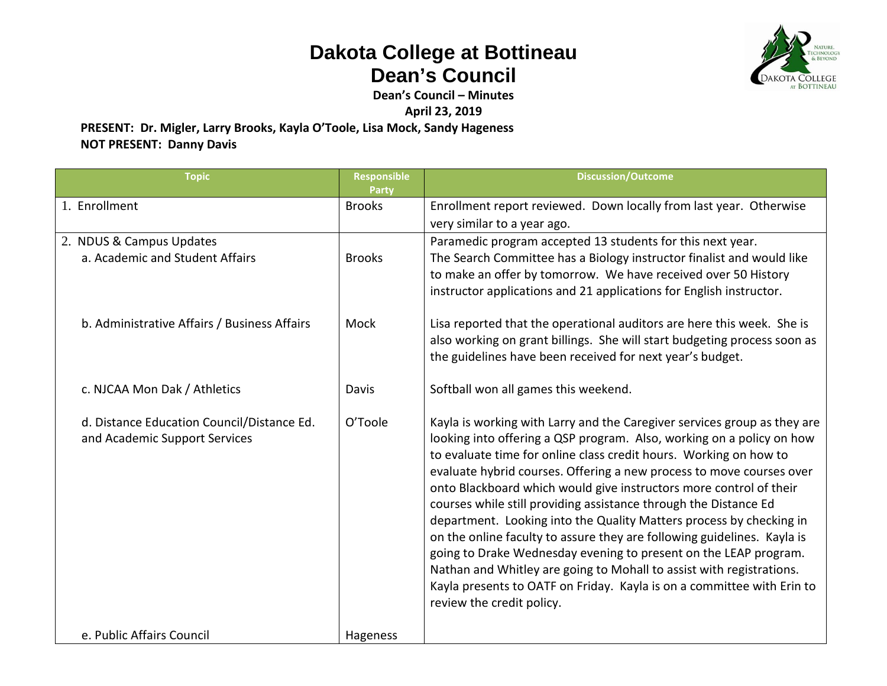# Dakota College at Bottineau
## Dean's Council

**Dean's Council – Minutes**
**April 23, 2019**

**PRESENT: Dr. Migler, Larry Brooks, Kayla O'Toole, Lisa Mock, Sandy Hageness**
**NOT PRESENT: Danny Davis**

| Topic | Responsible Party | Discussion/Outcome |
|---|---|---|
| 1. Enrollment | Brooks | Enrollment report reviewed. Down locally from last year. Otherwise very similar to a year ago. |
| 2. NDUS & Campus Updates<br>a. Academic and Student Affairs | Brooks | Paramedic program accepted 13 students for this next year.<br>The Search Committee has a Biology instructor finalist and would like to make an offer by tomorrow. We have received over 50 History instructor applications and 21 applications for English instructor. |
| b. Administrative Affairs / Business Affairs | Mock | Lisa reported that the operational auditors are here this week. She is also working on grant billings. She will start budgeting process soon as the guidelines have been received for next year's budget. |
| c. NJCAA Mon Dak / Athletics | Davis | Softball won all games this weekend. |
| d. Distance Education Council/Distance Ed. and Academic Support Services | O'Toole | Kayla is working with Larry and the Caregiver services group as they are looking into offering a QSP program. Also, working on a policy on how to evaluate time for online class credit hours. Working on how to evaluate hybrid courses. Offering a new process to move courses over onto Blackboard which would give instructors more control of their courses while still providing assistance through the Distance Ed department. Looking into the Quality Matters process by checking in on the online faculty to assure they are following guidelines. Kayla is going to Drake Wednesday evening to present on the LEAP program. Nathan and Whitley are going to Mohall to assist with registrations. Kayla presents to OATF on Friday. Kayla is on a committee with Erin to review the credit policy. |
| e. Public Affairs Council | Hageness | |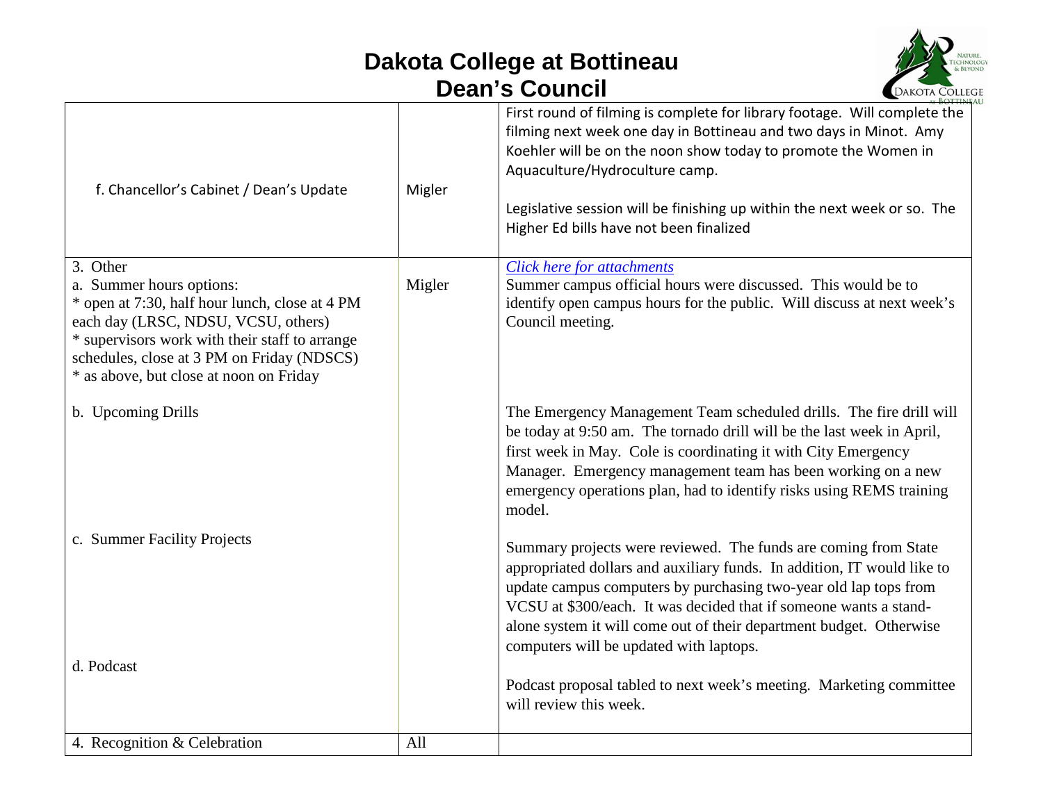# Dakota College at Bottineau
## Dean's Council

| | | |
|---|---|---|
| f. Chancellor's Cabinet / Dean's Update | Migler | First round of filming is complete for library footage. Will complete the filming next week one day in Bottineau and two days in Minot. Amy Koehler will be on the noon show today to promote the Women in Aquaculture/Hydroculture camp.<br><br>Legislative session will be finishing up within the next week or so. The Higher Ed bills have not been finalized |
| 3. Other<br>a. Summer hours options:<br>* open at 7:30, half hour lunch, close at 4 PM each day (LRSC, NDSU, VCSU, others)<br>* supervisors work with their staff to arrange schedules, close at 3 PM on Friday (NDSCS)<br>* as above, but close at noon on Friday<br><br>b. Upcoming Drills<br><br>c. Summer Facility Projects<br><br>d. Podcast | Migler | *Click here for attachments*<br>Summer campus official hours were discussed. This would be to identify open campus hours for the public. Will discuss at next week's Council meeting.<br><br>The Emergency Management Team scheduled drills. The fire drill will be today at 9:50 am. The tornado drill will be the last week in April, first week in May. Cole is coordinating it with City Emergency Manager. Emergency management team has been working on a new emergency operations plan, had to identify risks using REMS training model.<br><br>Summary projects were reviewed. The funds are coming from State appropriated dollars and auxiliary funds. In addition, IT would like to update campus computers by purchasing two-year old lap tops from VCSU at $300/each. It was decided that if someone wants a stand-alone system it will come out of their department budget. Otherwise computers will be updated with laptops.<br><br>Podcast proposal tabled to next week's meeting. Marketing committee will review this week. |
| 4. Recognition & Celebration | All | |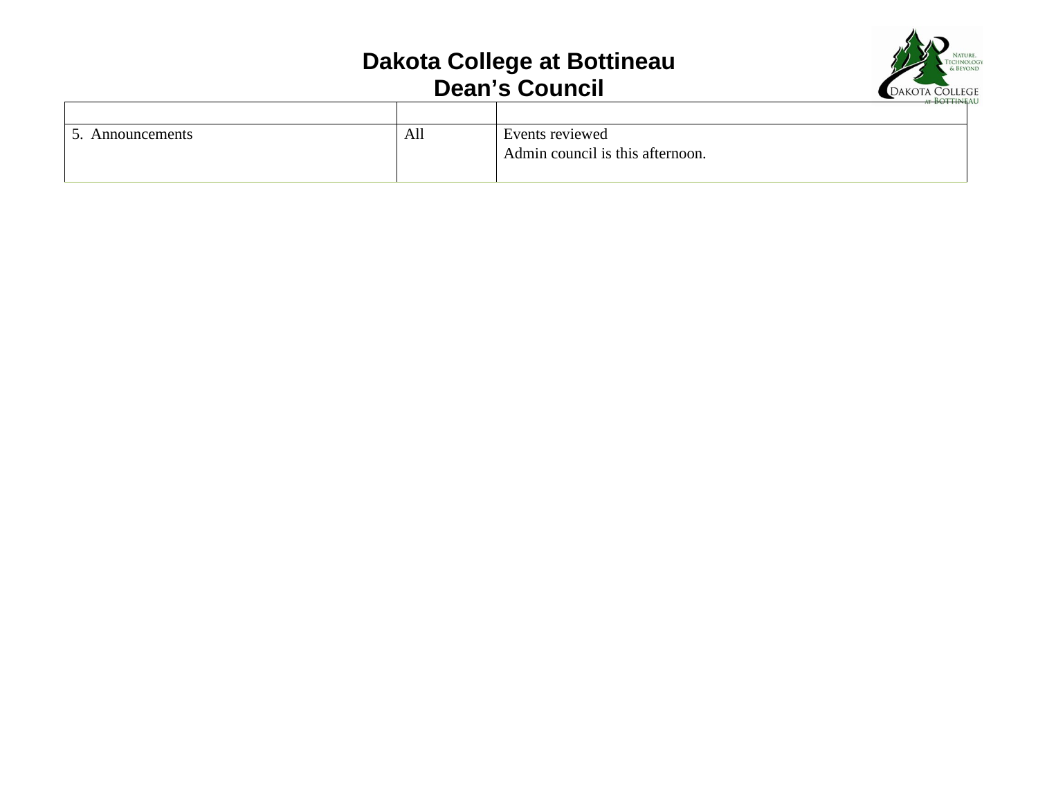# Dakota College at Bottineau
## Dean's Council

| | | |
|---|---|---|
| 5. Announcements | All | Events reviewed<br>Admin council is this afternoon. |